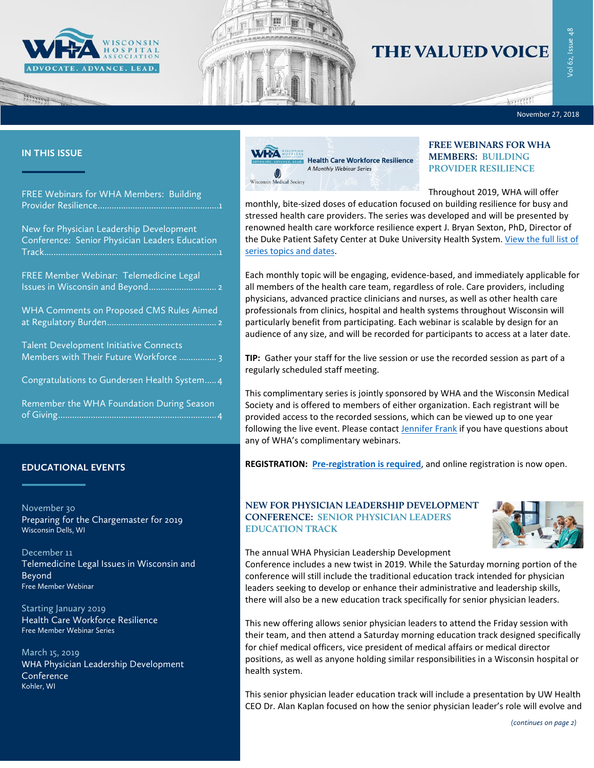# THE VALUED VOICE

November 27, 2018

## IN THIS ISSUE

FREE Webinars for WHA Members: Building Provider Resilience....1

New for Physician Leadership Development Conference: Senior Physician Leaders Education Track....1

FREE Member Webinar: Telemedicine Legal Issues in Wisconsin and Beyond....2

WHA Comments on Proposed CMS Rules Aimed at Regulatory Burden....2

Talent Development Initiative Connects Members with Their Future Workforce....3

Congratulations to Gundersen Health System....4

Remember the WHA Foundation During Season of Giving....4

## EDUCATIONAL EVENTS

November 30
Preparing for the Chargemaster for 2019
Wisconsin Dells, WI

December 11
Telemedicine Legal Issues in Wisconsin and Beyond
Free Member Webinar

Starting January 2019
Health Care Workforce Resilience
Free Member Webinar Series

March 15, 2019
WHA Physician Leadership Development Conference
Kohler, WI

## FREE WEBINARS FOR WHA MEMBERS: BUILDING PROVIDER RESILIENCE

Throughout 2019, WHA will offer monthly, bite-sized doses of education focused on building resilience for busy and stressed health care providers. The series was developed and will be presented by renowned health care workforce resilience expert J. Bryan Sexton, PhD, Director of the Duke Patient Safety Center at Duke University Health System. View the full list of series topics and dates.

Each monthly topic will be engaging, evidence-based, and immediately applicable for all members of the health care team, regardless of role. Care providers, including physicians, advanced practice clinicians and nurses, as well as other health care professionals from clinics, hospital and health systems throughout Wisconsin will particularly benefit from participating. Each webinar is scalable by design for an audience of any size, and will be recorded for participants to access at a later date.

**TIP:** Gather your staff for the live session or use the recorded session as part of a regularly scheduled staff meeting.

This complimentary series is jointly sponsored by WHA and the Wisconsin Medical Society and is offered to members of either organization. Each registrant will be provided access to the recorded sessions, which can be viewed up to one year following the live event. Please contact Jennifer Frank if you have questions about any of WHA's complimentary webinars.

**REGISTRATION:** **Pre-registration is required**, and online registration is now open.

## NEW FOR PHYSICIAN LEADERSHIP DEVELOPMENT CONFERENCE: SENIOR PHYSICIAN LEADERS EDUCATION TRACK

The annual WHA Physician Leadership Development Conference includes a new twist in 2019. While the Saturday morning portion of the conference will still include the traditional education track intended for physician leaders seeking to develop or enhance their administrative and leadership skills, there will also be a new education track specifically for senior physician leaders.

This new offering allows senior physician leaders to attend the Friday session with their team, and then attend a Saturday morning education track designed specifically for chief medical officers, vice president of medical affairs or medical director positions, as well as anyone holding similar responsibilities in a Wisconsin hospital or health system.

This senior physician leader education track will include a presentation by UW Health CEO Dr. Alan Kaplan focused on how the senior physician leader's role will evolve and

*(continues on page 2)*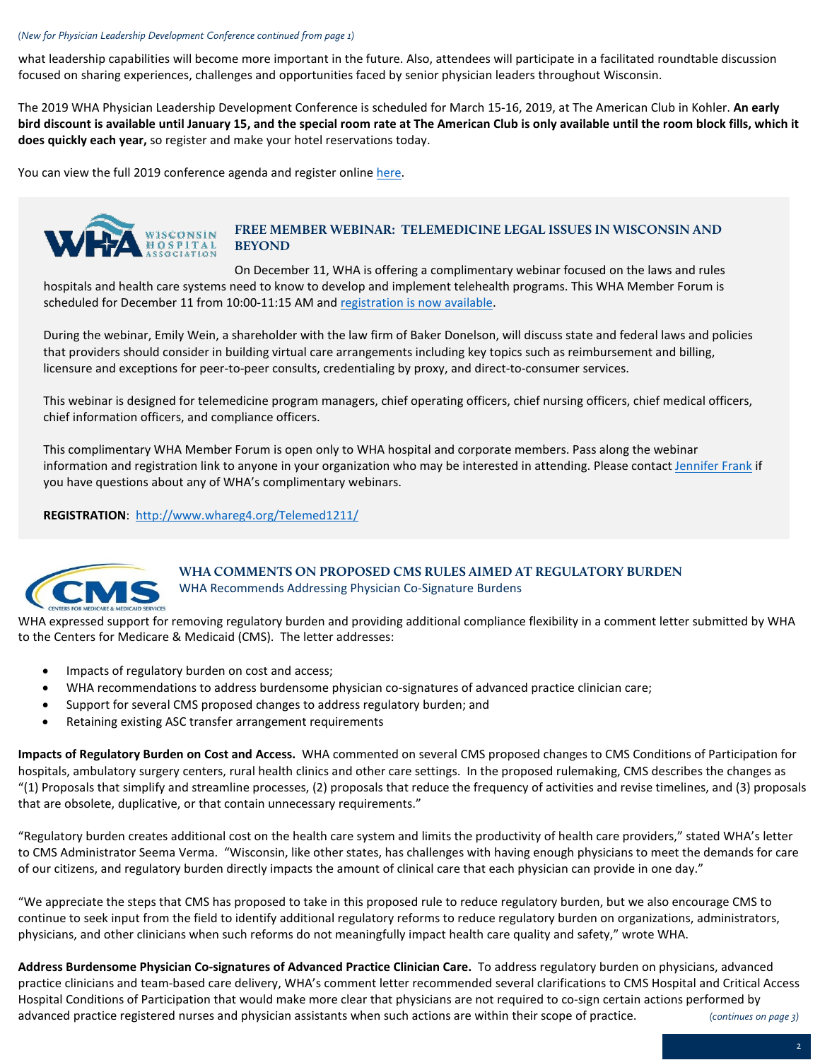*(New for Physician Leadership Development Conference continued from page 1)*

what leadership capabilities will become more important in the future. Also, attendees will participate in a facilitated roundtable discussion focused on sharing experiences, challenges and opportunities faced by senior physician leaders throughout Wisconsin.

The 2019 WHA Physician Leadership Development Conference is scheduled for March 15-16, 2019, at The American Club in Kohler. **An early bird discount is available until January 15, and the special room rate at The American Club is only available until the room block fills, which it does quickly each year,** so register and make your hotel reservations today.

You can view the full 2019 conference agenda and register online here.

## FREE MEMBER WEBINAR: TELEMEDICINE LEGAL ISSUES IN WISCONSIN AND BEYOND

On December 11, WHA is offering a complimentary webinar focused on the laws and rules hospitals and health care systems need to know to develop and implement telehealth programs. This WHA Member Forum is scheduled for December 11 from 10:00-11:15 AM and registration is now available.

During the webinar, Emily Wein, a shareholder with the law firm of Baker Donelson, will discuss state and federal laws and policies that providers should consider in building virtual care arrangements including key topics such as reimbursement and billing, licensure and exceptions for peer-to-peer consults, credentialing by proxy, and direct-to-consumer services.

This webinar is designed for telemedicine program managers, chief operating officers, chief nursing officers, chief medical officers, chief information officers, and compliance officers.

This complimentary WHA Member Forum is open only to WHA hospital and corporate members. Pass along the webinar information and registration link to anyone in your organization who may be interested in attending. Please contact Jennifer Frank if you have questions about any of WHA's complimentary webinars.

**REGISTRATION**: http://www.whareg4.org/Telemed1211/

## WHA COMMENTS ON PROPOSED CMS RULES AIMED AT REGULATORY BURDEN

### WHA Recommends Addressing Physician Co-Signature Burdens

WHA expressed support for removing regulatory burden and providing additional compliance flexibility in a comment letter submitted by WHA to the Centers for Medicare & Medicaid (CMS). The letter addresses:

- Impacts of regulatory burden on cost and access;
- WHA recommendations to address burdensome physician co-signatures of advanced practice clinician care;
- Support for several CMS proposed changes to address regulatory burden; and
- Retaining existing ASC transfer arrangement requirements

**Impacts of Regulatory Burden on Cost and Access.** WHA commented on several CMS proposed changes to CMS Conditions of Participation for hospitals, ambulatory surgery centers, rural health clinics and other care settings. In the proposed rulemaking, CMS describes the changes as "(1) Proposals that simplify and streamline processes, (2) proposals that reduce the frequency of activities and revise timelines, and (3) proposals that are obsolete, duplicative, or that contain unnecessary requirements."

"Regulatory burden creates additional cost on the health care system and limits the productivity of health care providers," stated WHA's letter to CMS Administrator Seema Verma. "Wisconsin, like other states, has challenges with having enough physicians to meet the demands for care of our citizens, and regulatory burden directly impacts the amount of clinical care that each physician can provide in one day."

"We appreciate the steps that CMS has proposed to take in this proposed rule to reduce regulatory burden, but we also encourage CMS to continue to seek input from the field to identify additional regulatory reforms to reduce regulatory burden on organizations, administrators, physicians, and other clinicians when such reforms do not meaningfully impact health care quality and safety," wrote WHA.

**Address Burdensome Physician Co-signatures of Advanced Practice Clinician Care.** To address regulatory burden on physicians, advanced practice clinicians and team-based care delivery, WHA's comment letter recommended several clarifications to CMS Hospital and Critical Access Hospital Conditions of Participation that would make more clear that physicians are not required to co-sign certain actions performed by advanced practice registered nurses and physician assistants when such actions are within their scope of practice. *(continues on page 3)*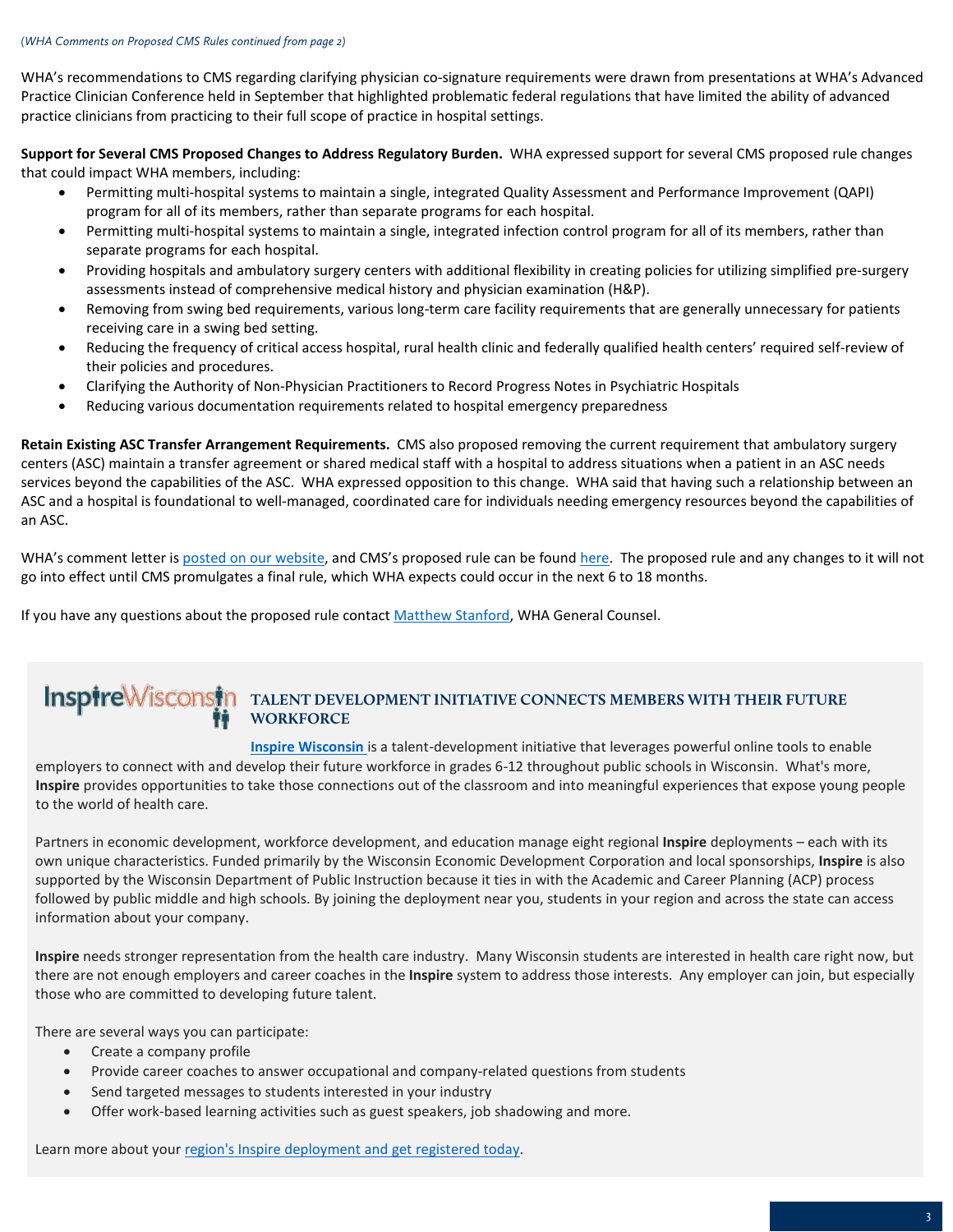*(WHA Comments on Proposed CMS Rules continued from page 2)*

WHA's recommendations to CMS regarding clarifying physician co-signature requirements were drawn from presentations at WHA's Advanced Practice Clinician Conference held in September that highlighted problematic federal regulations that have limited the ability of advanced practice clinicians from practicing to their full scope of practice in hospital settings.

**Support for Several CMS Proposed Changes to Address Regulatory Burden.** WHA expressed support for several CMS proposed rule changes that could impact WHA members, including:

- Permitting multi-hospital systems to maintain a single, integrated Quality Assessment and Performance Improvement (QAPI) program for all of its members, rather than separate programs for each hospital.
- Permitting multi-hospital systems to maintain a single, integrated infection control program for all of its members, rather than separate programs for each hospital.
- Providing hospitals and ambulatory surgery centers with additional flexibility in creating policies for utilizing simplified pre-surgery assessments instead of comprehensive medical history and physician examination (H&P).
- Removing from swing bed requirements, various long-term care facility requirements that are generally unnecessary for patients receiving care in a swing bed setting.
- Reducing the frequency of critical access hospital, rural health clinic and federally qualified health centers' required self-review of their policies and procedures.
- Clarifying the Authority of Non-Physician Practitioners to Record Progress Notes in Psychiatric Hospitals
- Reducing various documentation requirements related to hospital emergency preparedness

**Retain Existing ASC Transfer Arrangement Requirements.** CMS also proposed removing the current requirement that ambulatory surgery centers (ASC) maintain a transfer agreement or shared medical staff with a hospital to address situations when a patient in an ASC needs services beyond the capabilities of the ASC. WHA expressed opposition to this change. WHA said that having such a relationship between an ASC and a hospital is foundational to well-managed, coordinated care for individuals needing emergency resources beyond the capabilities of an ASC.

WHA's comment letter is posted on our website, and CMS's proposed rule can be found here. The proposed rule and any changes to it will not go into effect until CMS promulgates a final rule, which WHA expects could occur in the next 6 to 18 months.

If you have any questions about the proposed rule contact Matthew Stanford, WHA General Counsel.

InspireWisconsin

## TALENT DEVELOPMENT INITIATIVE CONNECTS MEMBERS WITH THEIR FUTURE WORKFORCE

**Inspire Wisconsin** is a talent-development initiative that leverages powerful online tools to enable employers to connect with and develop their future workforce in grades 6-12 throughout public schools in Wisconsin. What's more, **Inspire** provides opportunities to take those connections out of the classroom and into meaningful experiences that expose young people to the world of health care.

Partners in economic development, workforce development, and education manage eight regional **Inspire** deployments – each with its own unique characteristics. Funded primarily by the Wisconsin Economic Development Corporation and local sponsorships, **Inspire** is also supported by the Wisconsin Department of Public Instruction because it ties in with the Academic and Career Planning (ACP) process followed by public middle and high schools. By joining the deployment near you, students in your region and across the state can access information about your company.

**Inspire** needs stronger representation from the health care industry. Many Wisconsin students are interested in health care right now, but there are not enough employers and career coaches in the **Inspire** system to address those interests. Any employer can join, but especially those who are committed to developing future talent.

There are several ways you can participate:

- Create a company profile
- Provide career coaches to answer occupational and company-related questions from students
- Send targeted messages to students interested in your industry
- Offer work-based learning activities such as guest speakers, job shadowing and more.

Learn more about your region's Inspire deployment and get registered today.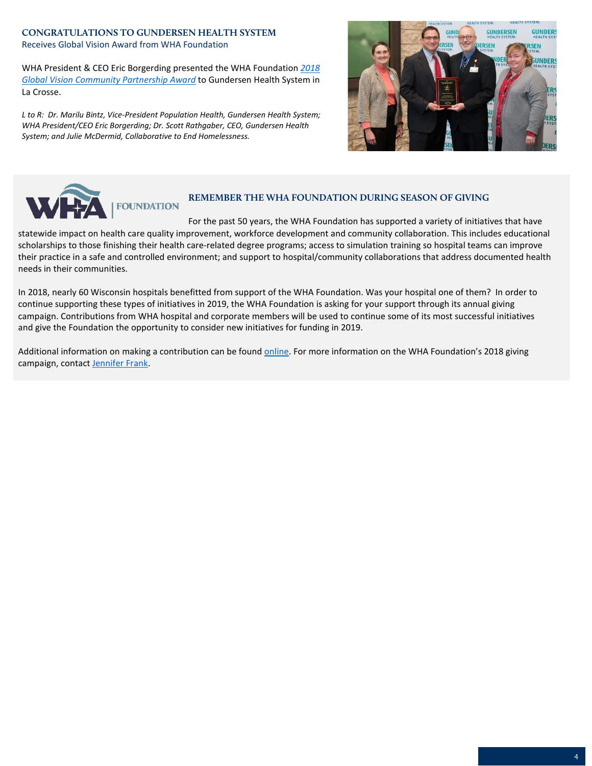## CONGRATULATIONS TO GUNDERSEN HEALTH SYSTEM

Receives Global Vision Award from WHA Foundation

WHA President & CEO Eric Borgerding presented the WHA Foundation *2018 Global Vision Community Partnership Award* to Gundersen Health System in La Crosse.

*L to R: Dr. Marilu Bintz, Vice-President Population Health, Gundersen Health System; WHA President/CEO Eric Borgerding; Dr. Scott Rathgaber, CEO, Gundersen Health System; and Julie McDermid, Collaborative to End Homelessness.*

## REMEMBER THE WHA FOUNDATION DURING SEASON OF GIVING

For the past 50 years, the WHA Foundation has supported a variety of initiatives that have statewide impact on health care quality improvement, workforce development and community collaboration. This includes educational scholarships to those finishing their health care-related degree programs; access to simulation training so hospital teams can improve their practice in a safe and controlled environment; and support to hospital/community collaborations that address documented health needs in their communities.

In 2018, nearly 60 Wisconsin hospitals benefitted from support of the WHA Foundation. Was your hospital one of them? In order to continue supporting these types of initiatives in 2019, the WHA Foundation is asking for your support through its annual giving campaign. Contributions from WHA hospital and corporate members will be used to continue some of its most successful initiatives and give the Foundation the opportunity to consider new initiatives for funding in 2019.

Additional information on making a contribution can be found online. For more information on the WHA Foundation's 2018 giving campaign, contact Jennifer Frank.